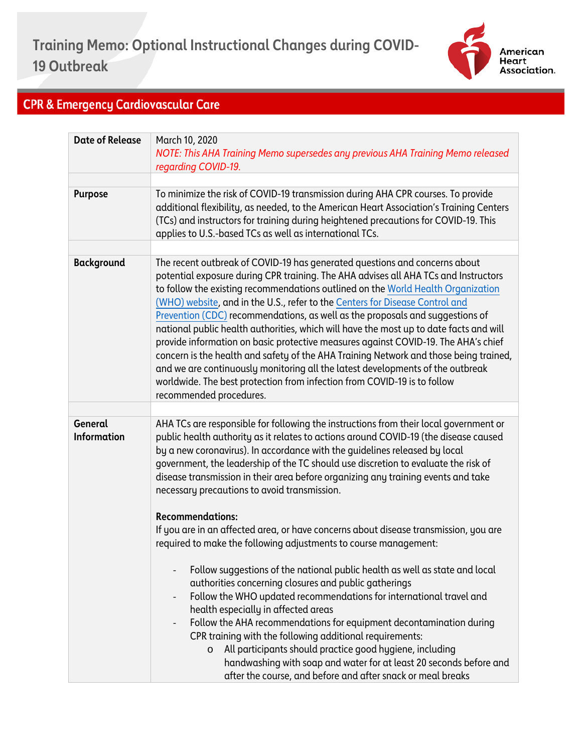# Training Memo: Optional Instructional Changes during COVID-19 Outbreak

American Heart Association.

## CPR & Emergency Cardiovascular Care

| | |
|---|---|
| **Date of Release** | March 10, 2020<br>*NOTE: This AHA Training Memo supersedes any previous AHA Training Memo released regarding COVID-19.* |
| | |
| **Purpose** | To minimize the risk of COVID-19 transmission during AHA CPR courses. To provide additional flexibility, as needed, to the American Heart Association's Training Centers (TCs) and instructors for training during heightened precautions for COVID-19. This applies to U.S.-based TCs as well as international TCs. |
| | |
| **Background** | The recent outbreak of COVID-19 has generated questions and concerns about potential exposure during CPR training. The AHA advises all AHA TCs and Instructors to follow the existing recommendations outlined on the World Health Organization (WHO) website, and in the U.S., refer to the Centers for Disease Control and Prevention (CDC) recommendations, as well as the proposals and suggestions of national public health authorities, which will have the most up to date facts and will provide information on basic protective measures against COVID-19. The AHA's chief concern is the health and safety of the AHA Training Network and those being trained, and we are continuously monitoring all the latest developments of the outbreak worldwide. The best protection from infection from COVID-19 is to follow recommended procedures. |
| | |
| **General Information** | AHA TCs are responsible for following the instructions from their local government or public health authority as it relates to actions around COVID-19 (the disease caused by a new coronavirus). In accordance with the guidelines released by local government, the leadership of the TC should use discretion to evaluate the risk of disease transmission in their area before organizing any training events and take necessary precautions to avoid transmission.<br><br>**Recommendations:**<br>If you are in an affected area, or have concerns about disease transmission, you are required to make the following adjustments to course management:<br><br>- Follow suggestions of the national public health as well as state and local authorities concerning closures and public gatherings<br>- Follow the WHO updated recommendations for international travel and health especially in affected areas<br>- Follow the AHA recommendations for equipment decontamination during CPR training with the following additional requirements:<br>&nbsp;&nbsp;&nbsp;&nbsp;o All participants should practice good hygiene, including handwashing with soap and water for at least 20 seconds before and after the course, and before and after snack or meal breaks |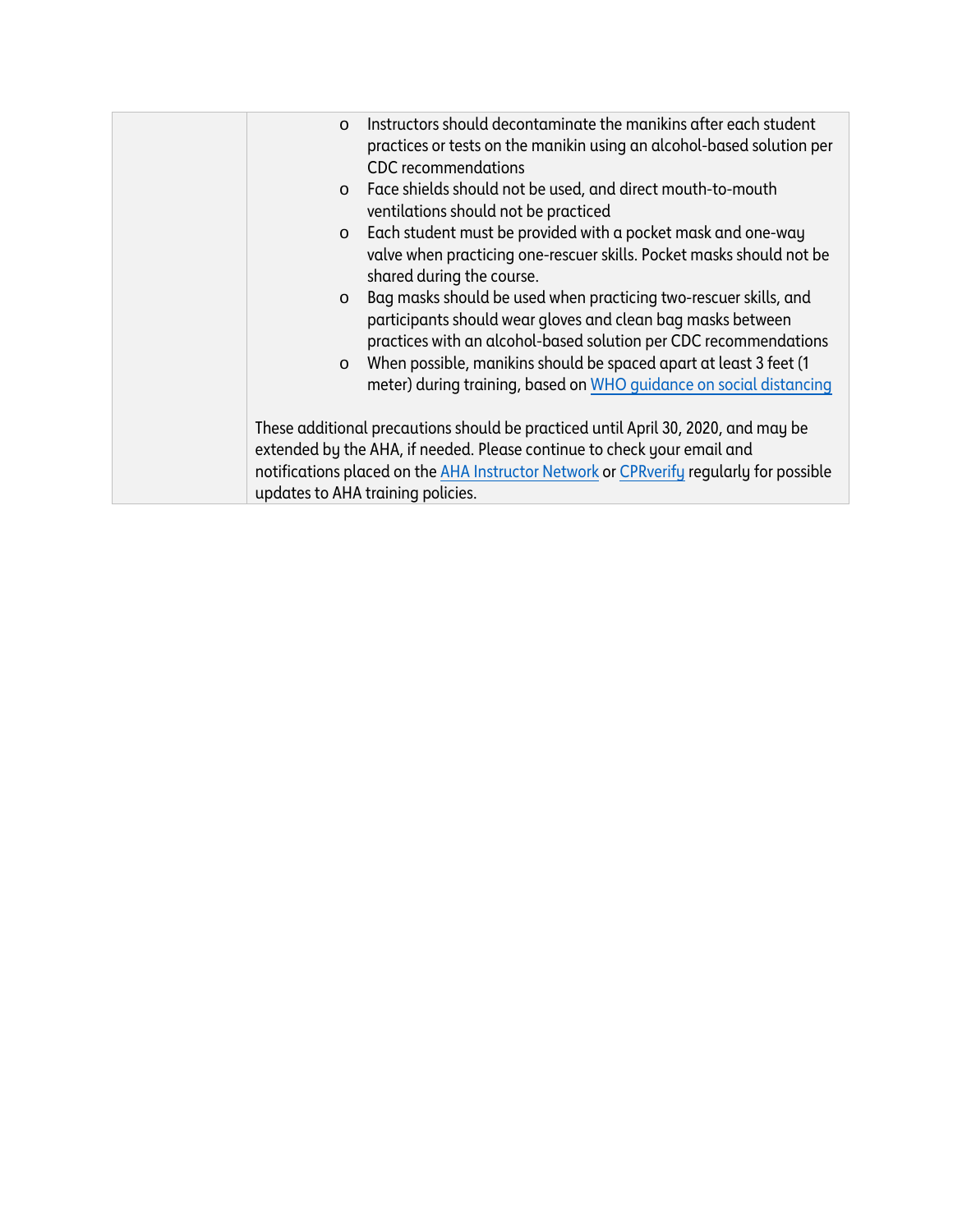| | |
|---|---|
| | - Instructors should decontaminate the manikins after each student practices or tests on the manikin using an alcohol-based solution per CDC recommendations<br>- Face shields should not be used, and direct mouth-to-mouth ventilations should not be practiced<br>- Each student must be provided with a pocket mask and one-way valve when practicing one-rescuer skills. Pocket masks should not be shared during the course.<br>- Bag masks should be used when practicing two-rescuer skills, and participants should wear gloves and clean bag masks between practices with an alcohol-based solution per CDC recommendations<br>- When possible, manikins should be spaced apart at least 3 feet (1 meter) during training, based on WHO guidance on social distancing<br><br>These additional precautions should be practiced until April 30, 2020, and may be extended by the AHA, if needed. Please continue to check your email and notifications placed on the AHA Instructor Network or CPRverify regularly for possible updates to AHA training policies. |